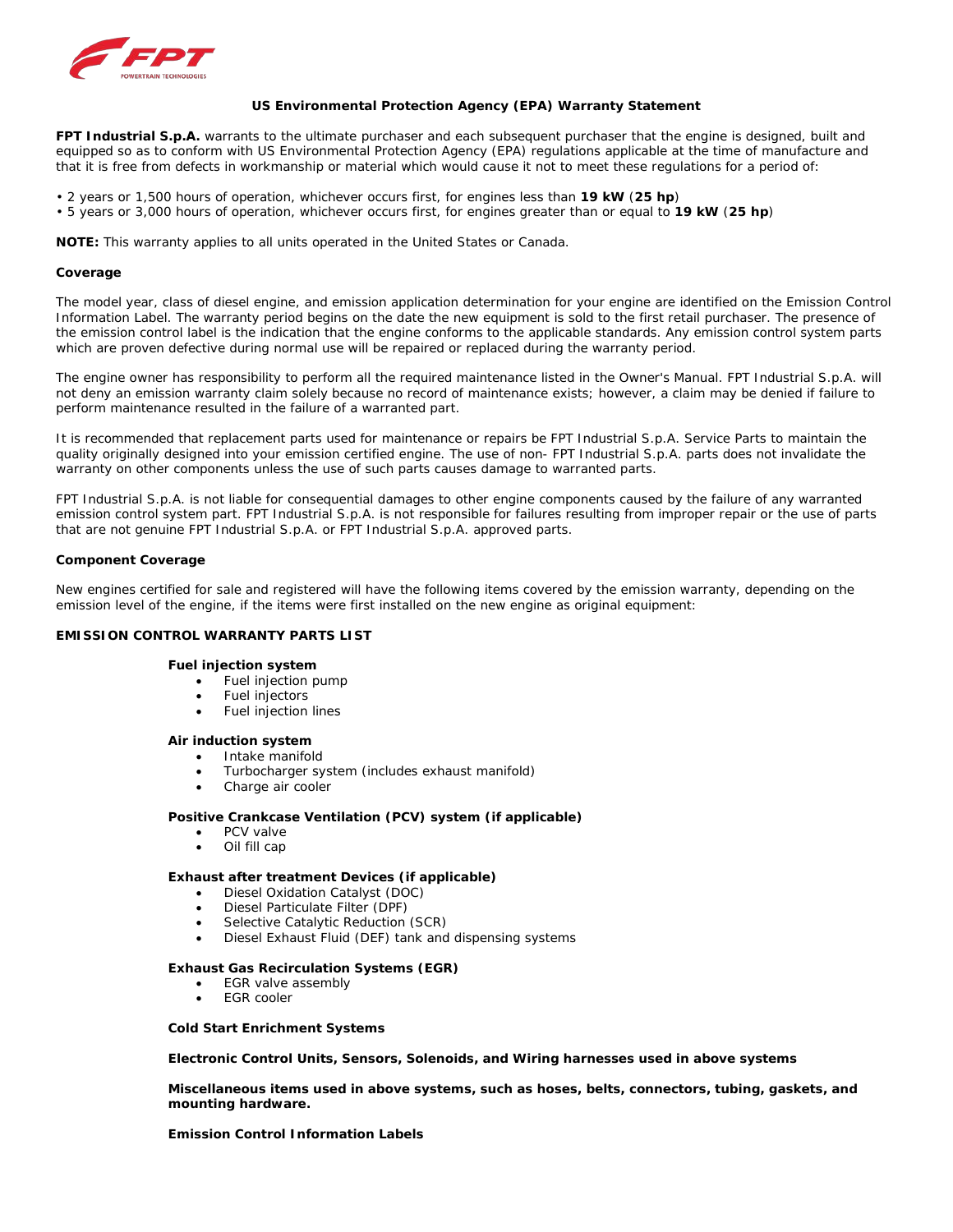# US Environmental Protection Agency (EPA) Warranty Statement

**FPT Industrial S.p.A.** warrants to the ultimate purchaser and each subsequent purchaser that the engine is designed, built and equipped so as to conform with US Environmental Protection Agency (EPA) regulations applicable at the time of manufacture and that it is free from defects in workmanship or material which would cause it not to meet these regulations for a period of:

- 2 years or 1,500 hours of operation, whichever occurs first, for engines less than **19 kW** (**25 hp**)
- 5 years or 3,000 hours of operation, whichever occurs first, for engines greater than or equal to **19 kW** (**25 hp**)

**NOTE:** This warranty applies to all units operated in the United States or Canada.

## Coverage

The model year, class of diesel engine, and emission application determination for your engine are identified on the Emission Control Information Label. The warranty period begins on the date the new equipment is sold to the first retail purchaser. The presence of the emission control label is the indication that the engine conforms to the applicable standards. Any emission control system parts which are proven defective during normal use will be repaired or replaced during the warranty period.

The engine owner has responsibility to perform all the required maintenance listed in the Owner's Manual. FPT Industrial S.p.A. will not deny an emission warranty claim solely because no record of maintenance exists; however, a claim may be denied if failure to perform maintenance resulted in the failure of a warranted part.

It is recommended that replacement parts used for maintenance or repairs be FPT Industrial S.p.A. Service Parts to maintain the quality originally designed into your emission certified engine. The use of non- FPT Industrial S.p.A. parts does not invalidate the warranty on other components unless the use of such parts causes damage to warranted parts.

FPT Industrial S.p.A. is not liable for consequential damages to other engine components caused by the failure of any warranted emission control system part. FPT Industrial S.p.A. is not responsible for failures resulting from improper repair or the use of parts that are not genuine FPT Industrial S.p.A. or FPT Industrial S.p.A. approved parts.

## Component Coverage

New engines certified for sale and registered will have the following items covered by the emission warranty, depending on the emission level of the engine, if the items were first installed on the new engine as original equipment:

## EMISSION CONTROL WARRANTY PARTS LIST

**Fuel injection system**

- Fuel injection pump
- Fuel injectors
- Fuel injection lines

**Air induction system**

- Intake manifold
- Turbocharger system (includes exhaust manifold)
- Charge air cooler

**Positive Crankcase Ventilation (PCV) system (if applicable)**

- PCV valve
- Oil fill cap

**Exhaust after treatment Devices (if applicable)**

- Diesel Oxidation Catalyst (DOC)
- Diesel Particulate Filter (DPF)
- Selective Catalytic Reduction (SCR)
- Diesel Exhaust Fluid (DEF) tank and dispensing systems

**Exhaust Gas Recirculation Systems (EGR)**

- EGR valve assembly
- EGR cooler

**Cold Start Enrichment Systems**

**Electronic Control Units, Sensors, Solenoids, and Wiring harnesses used in above systems**

**Miscellaneous items used in above systems, such as hoses, belts, connectors, tubing, gaskets, and mounting hardware.**

**Emission Control Information Labels**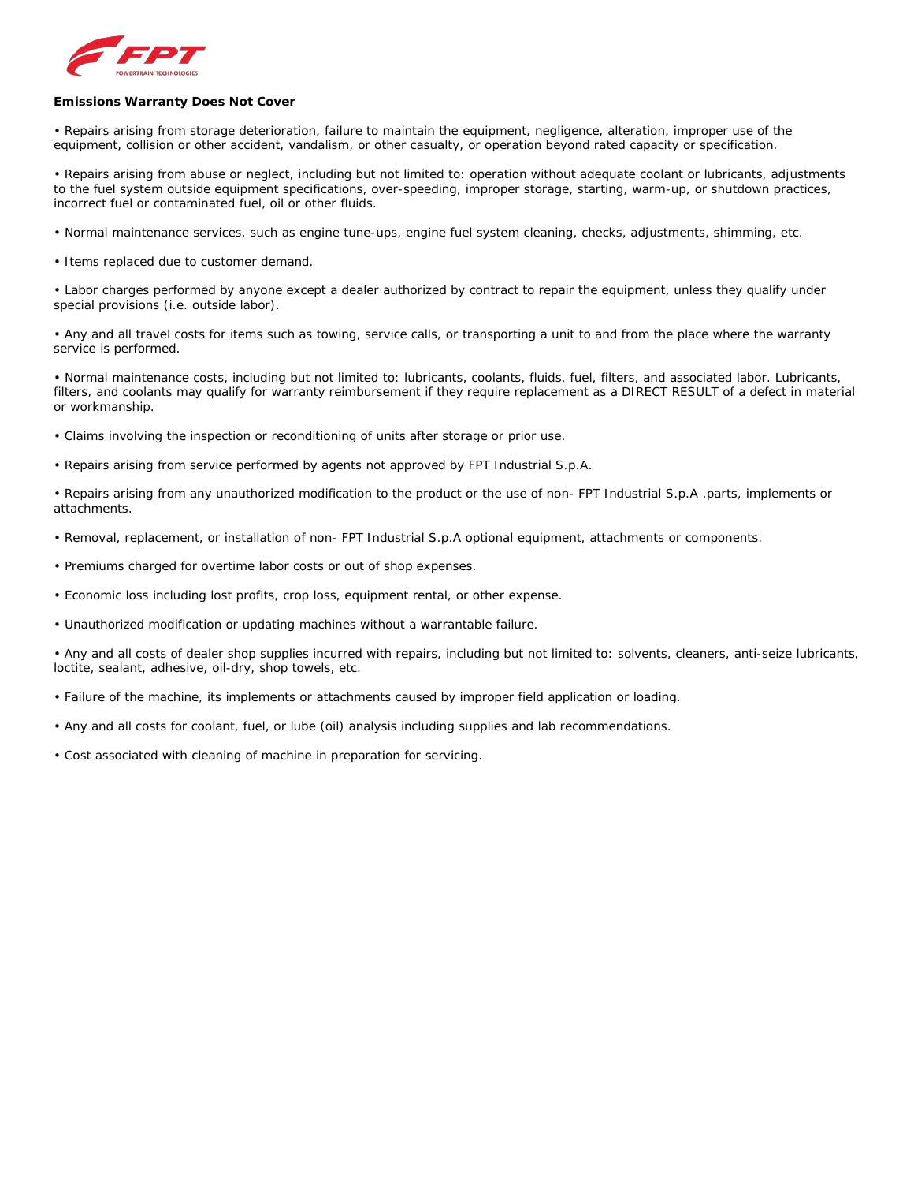**Emissions Warranty Does Not Cover**

- Repairs arising from storage deterioration, failure to maintain the equipment, negligence, alteration, improper use of the equipment, collision or other accident, vandalism, or other casualty, or operation beyond rated capacity or specification.

- Repairs arising from abuse or neglect, including but not limited to: operation without adequate coolant or lubricants, adjustments to the fuel system outside equipment specifications, over-speeding, improper storage, starting, warm-up, or shutdown practices, incorrect fuel or contaminated fuel, oil or other fluids.

- Normal maintenance services, such as engine tune-ups, engine fuel system cleaning, checks, adjustments, shimming, etc.

- Items replaced due to customer demand.

- Labor charges performed by anyone except a dealer authorized by contract to repair the equipment, unless they qualify under special provisions (i.e. outside labor).

- Any and all travel costs for items such as towing, service calls, or transporting a unit to and from the place where the warranty service is performed.

- Normal maintenance costs, including but not limited to: lubricants, coolants, fluids, fuel, filters, and associated labor. Lubricants, filters, and coolants may qualify for warranty reimbursement if they require replacement as a DIRECT RESULT of a defect in material or workmanship.

- Claims involving the inspection or reconditioning of units after storage or prior use.

- Repairs arising from service performed by agents not approved by FPT Industrial S.p.A.

- Repairs arising from any unauthorized modification to the product or the use of non- FPT Industrial S.p.A .parts, implements or attachments.

- Removal, replacement, or installation of non- FPT Industrial S.p.A optional equipment, attachments or components.

- Premiums charged for overtime labor costs or out of shop expenses.

- Economic loss including lost profits, crop loss, equipment rental, or other expense.

- Unauthorized modification or updating machines without a warrantable failure.

- Any and all costs of dealer shop supplies incurred with repairs, including but not limited to: solvents, cleaners, anti-seize lubricants, loctite, sealant, adhesive, oil-dry, shop towels, etc.

- Failure of the machine, its implements or attachments caused by improper field application or loading.

- Any and all costs for coolant, fuel, or lube (oil) analysis including supplies and lab recommendations.

- Cost associated with cleaning of machine in preparation for servicing.